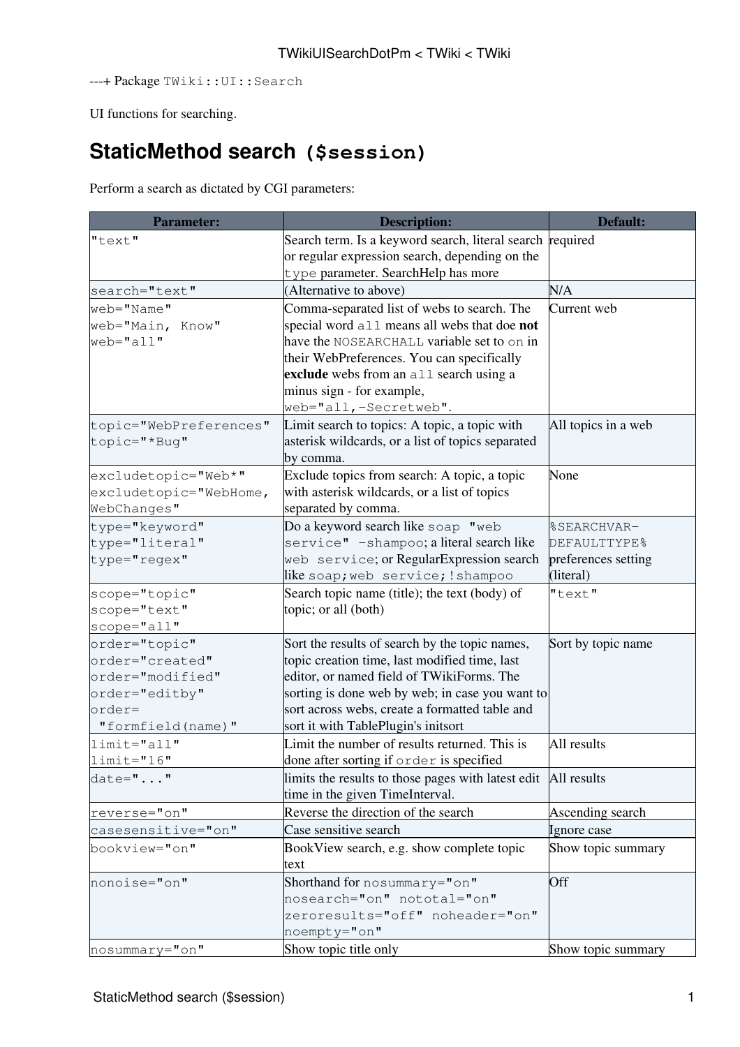---+ Package `TWiki::UI::Search`

UI functions for searching.

# StaticMethod search `($session)`

Perform a search as dictated by CGI parameters:

| Parameter: | Description: | Default: |
|---|---|---|
| `"text"` | Search term. Is a keyword search, literal search or regular expression search, depending on the `type` parameter. SearchHelp has more | required |
| `search="text"` | (Alternative to above) | N/A |
| `web="Name"` `web="Main, Know"` `web="all"` | Comma-separated list of webs to search. The special word `all` means all webs that doe **not** have the `NOSEARCHALL` variable set to `on` in their WebPreferences. You can specifically **exclude** webs from an `all` search using a minus sign - for example, `web="all,-Secretweb"`. | Current web |
| `topic="WebPreferences"` `topic="*Bug"` | Limit search to topics: A topic, a topic with asterisk wildcards, or a list of topics separated by comma. | All topics in a web |
| `excludetopic="Web*"` `excludetopic="WebHome, WebChanges"` | Exclude topics from search: A topic, a topic with asterisk wildcards, or a list of topics separated by comma. | None |
| `type="keyword"` `type="literal"` `type="regex"` | Do a keyword search like `soap "web service" -shampoo`; a literal search like `web service`; or RegularExpression search like `soap;web service;!shampoo` | `%SEARCHVAR-DEFAULTTYPE%` preferences setting (literal) |
| `scope="topic"` `scope="text"` `scope="all"` | Search topic name (title); the text (body) of topic; or all (both) | `"text"` |
| `order="topic"` `order="created"` `order="modified"` `order="editby"` `order="formfield(name)"` | Sort the results of search by the topic names, topic creation time, last modified time, last editor, or named field of TWikiForms. The sorting is done web by web; in case you want to sort across webs, create a formatted table and sort it with TablePlugin's initsort | Sort by topic name |
| `limit="all"` `limit="16"` | Limit the number of results returned. This is done after sorting if `order` is specified | All results |
| `date="..."` | limits the results to those pages with latest edit time in the given TimeInterval. | All results |
| `reverse="on"` | Reverse the direction of the search | Ascending search |
| `casesensitive="on"` | Case sensitive search | Ignore case |
| `bookview="on"` | BookView search, e.g. show complete topic text | Show topic summary |
| `nonoise="on"` | Shorthand for `nosummary="on" nosearch="on" nototal="on" zeroresults="off" noheader="on" noempty="on"` | Off |
| `nosummary="on"` | Show topic title only | Show topic summary |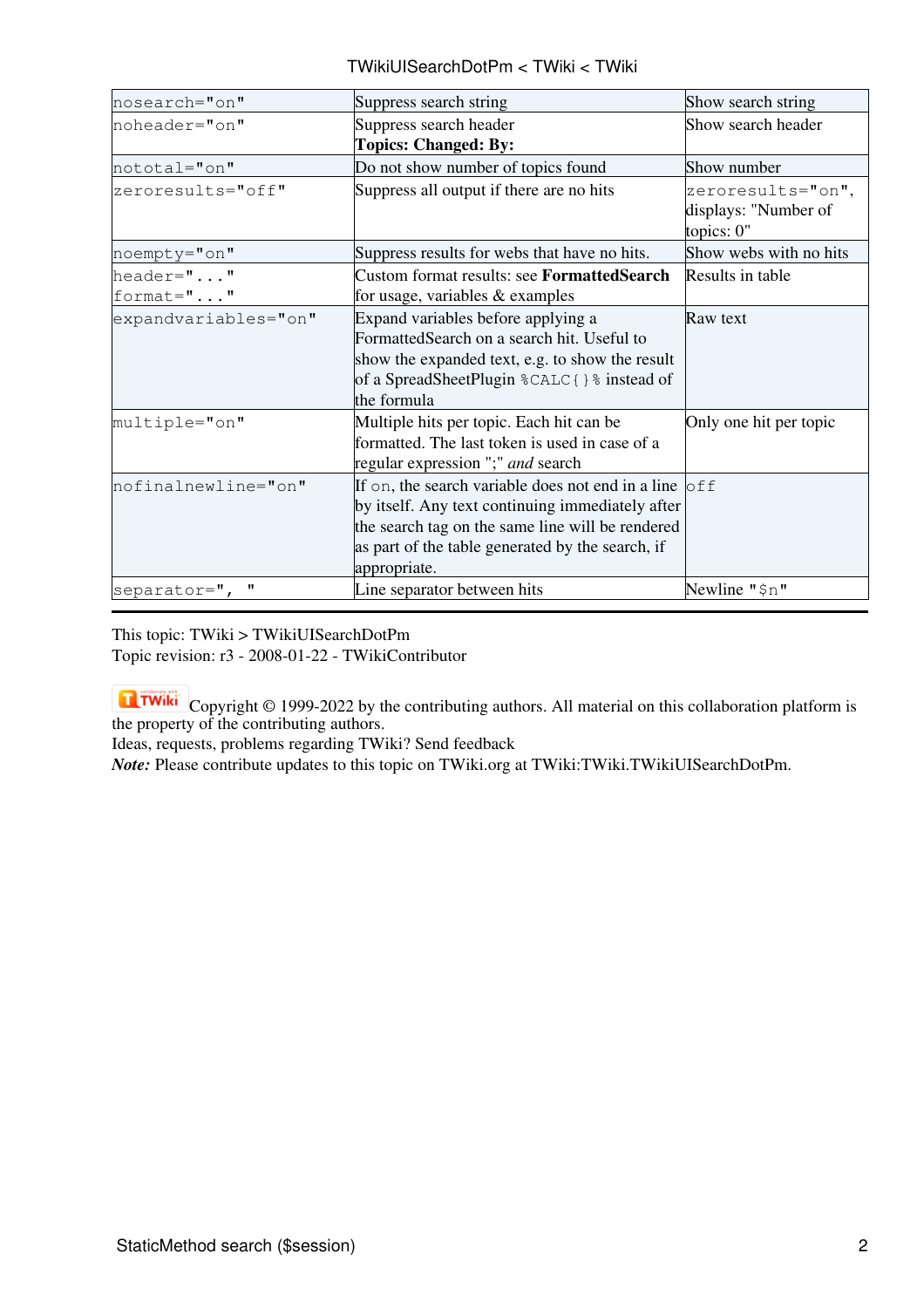| | | |
|---|---|---|
| `nosearch="on"` | Suppress search string | Show search string |
| `noheader="on"` | Suppress search header **Topics: Changed: By:** | Show search header |
| `nototal="on"` | Do not show number of topics found | Show number |
| `zeroresults="off"` | Suppress all output if there are no hits | `zeroresults="on"`, displays: "Number of topics: 0" |
| `noempty="on"` | Suppress results for webs that have no hits. | Show webs with no hits |
| `header="..."` `format="..."` | Custom format results: see **FormattedSearch** for usage, variables & examples | Results in table |
| `expandvariables="on"` | Expand variables before applying a FormattedSearch on a search hit. Useful to show the expanded text, e.g. to show the result of a SpreadSheetPlugin `%CALC{}%` instead of the formula | Raw text |
| `multiple="on"` | Multiple hits per topic. Each hit can be formatted. The last token is used in case of a regular expression ";" *and* search | Only one hit per topic |
| `nofinalnewline="on"` | If `on`, the search variable does not end in a line by itself. Any text continuing immediately after the search tag on the same line will be rendered as part of the table generated by the search, if appropriate. | `off` |
| `separator=", "` | Line separator between hits | Newline "`$n`" |

This topic: TWiki > TWikiUISearchDotPm
Topic revision: r3 - 2008-01-22 - TWikiContributor

Copyright © 1999-2022 by the contributing authors. All material on this collaboration platform is the property of the contributing authors.
Ideas, requests, problems regarding TWiki? Send feedback
***Note:*** Please contribute updates to this topic on TWiki.org at TWiki:TWiki.TWikiUISearchDotPm.